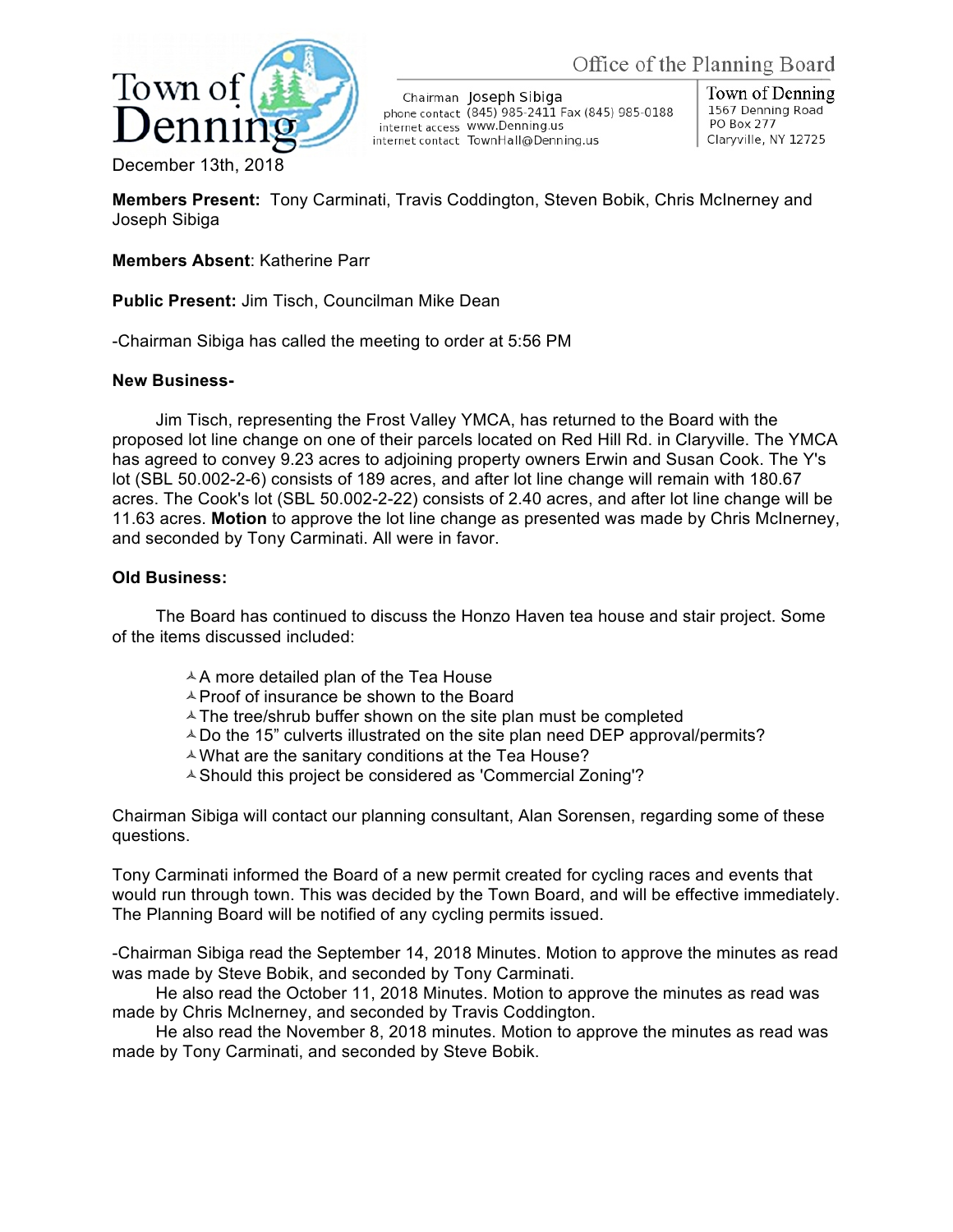Town of Denning

Office of the Planning Board

Chairman Joseph Sibiga
phone contact (845) 985-2411 Fax (845) 985-0188
internet access www.Denning.us
internet contact TownHall@Denning.us

Town of Denning
1567 Denning Road
PO Box 277
Claryville, NY 12725

December 13th, 2018

**Members Present:** Tony Carminati, Travis Coddington, Steven Bobik, Chris McInerney and Joseph Sibiga

**Members Absent**: Katherine Parr

**Public Present:** Jim Tisch, Councilman Mike Dean

-Chairman Sibiga has called the meeting to order at 5:56 PM

**New Business-**

Jim Tisch, representing the Frost Valley YMCA, has returned to the Board with the proposed lot line change on one of their parcels located on Red Hill Rd. in Claryville. The YMCA has agreed to convey 9.23 acres to adjoining property owners Erwin and Susan Cook. The Y's lot (SBL 50.002-2-6) consists of 189 acres, and after lot line change will remain with 180.67 acres. The Cook's lot (SBL 50.002-2-22) consists of 2.40 acres, and after lot line change will be 11.63 acres. **Motion** to approve the lot line change as presented was made by Chris McInerney, and seconded by Tony Carminati. All were in favor.

**Old Business:**

The Board has continued to discuss the Honzo Haven tea house and stair project. Some of the items discussed included:

- A more detailed plan of the Tea House
- Proof of insurance be shown to the Board
- The tree/shrub buffer shown on the site plan must be completed
- Do the 15" culverts illustrated on the site plan need DEP approval/permits?
- What are the sanitary conditions at the Tea House?
- Should this project be considered as 'Commercial Zoning'?

Chairman Sibiga will contact our planning consultant, Alan Sorensen, regarding some of these questions.

Tony Carminati informed the Board of a new permit created for cycling races and events that would run through town. This was decided by the Town Board, and will be effective immediately. The Planning Board will be notified of any cycling permits issued.

-Chairman Sibiga read the September 14, 2018 Minutes. Motion to approve the minutes as read was made by Steve Bobik, and seconded by Tony Carminati.

He also read the October 11, 2018 Minutes. Motion to approve the minutes as read was made by Chris McInerney, and seconded by Travis Coddington.

He also read the November 8, 2018 minutes. Motion to approve the minutes as read was made by Tony Carminati, and seconded by Steve Bobik.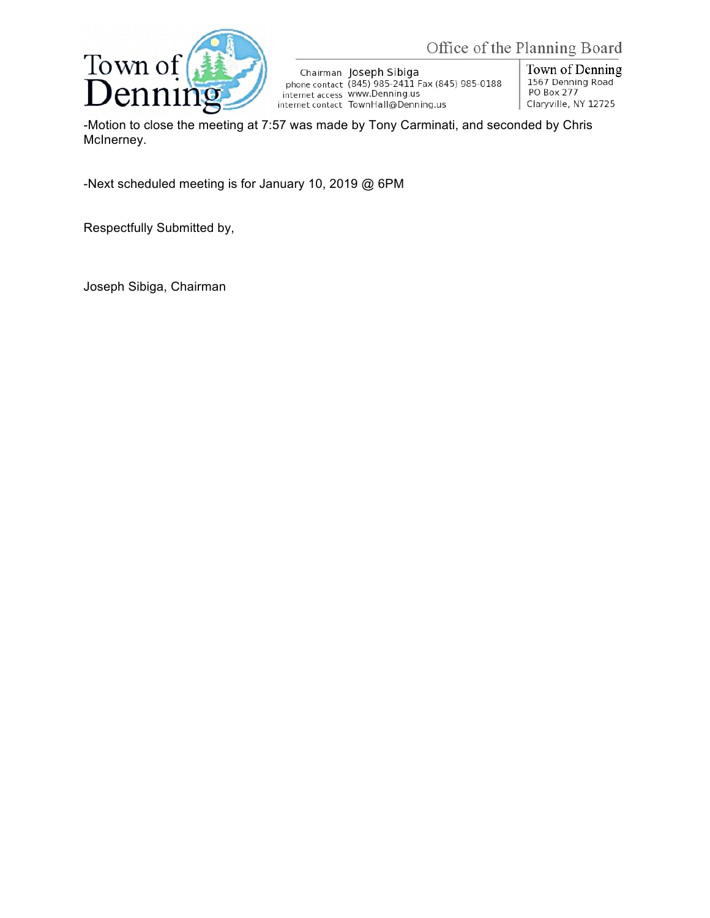Office of the Planning Board

Town of Denning

Chairman Joseph Sibiga
phone contact (845) 985-2411 Fax (845) 985-0188
internet access www.Denning.us
internet contact TownHall@Denning.us

Town of Denning
1567 Denning Road
PO Box 277
Claryville, NY 12725

-Motion to close the meeting at 7:57 was made by Tony Carminati, and seconded by Chris McInerney.

-Next scheduled meeting is for January 10, 2019 @ 6PM

Respectfully Submitted by,

Joseph Sibiga, Chairman